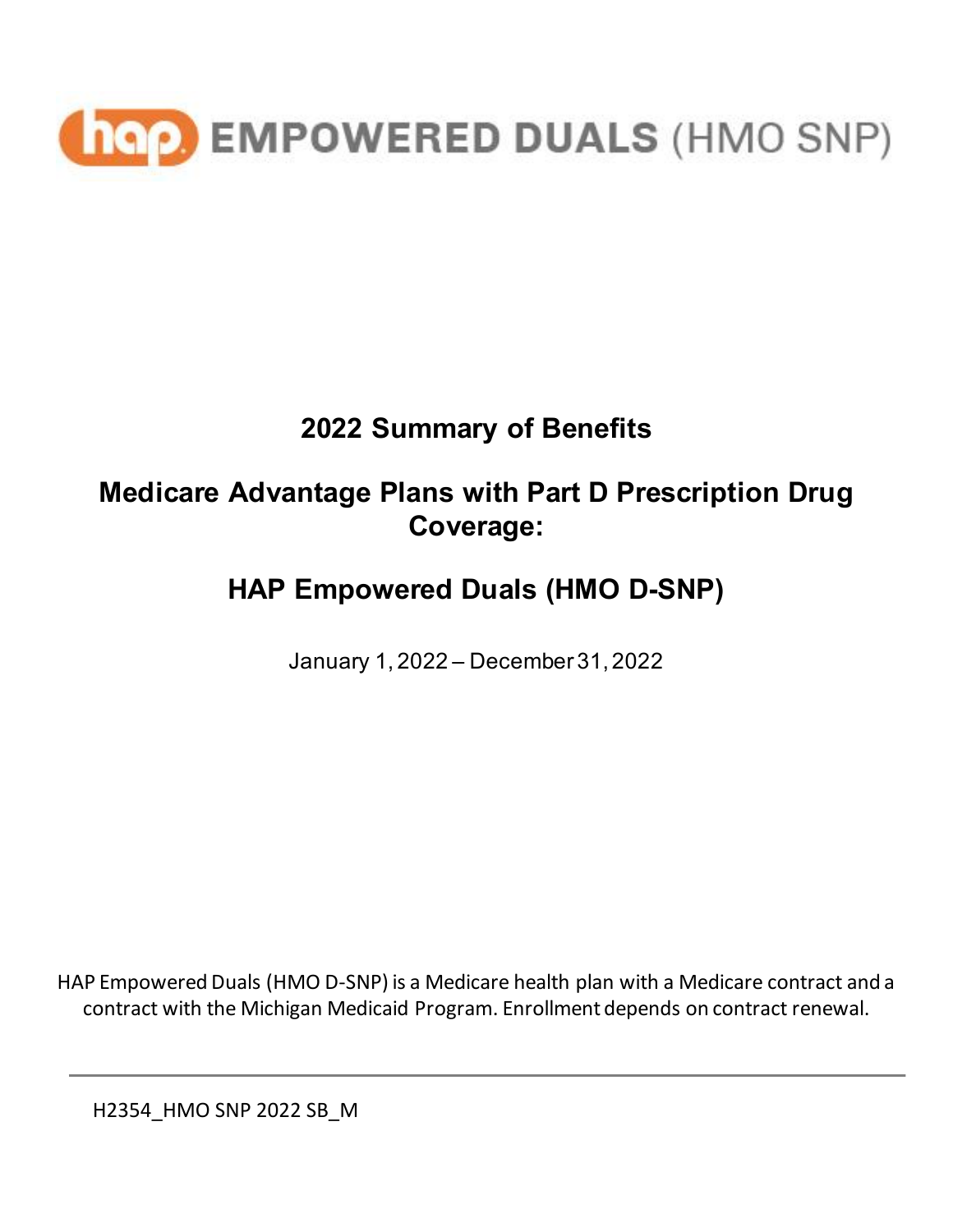hap EMPOWERED DUALS (HMO SNP)

# 2022 Summary of Benefits

## Medicare Advantage Plans with Part D Prescription Drug Coverage:

## HAP Empowered Duals (HMO D-SNP)

January 1, 2022 – December 31, 2022

HAP Empowered Duals (HMO D-SNP) is a Medicare health plan with a Medicare contract and a contract with the Michigan Medicaid Program. Enrollment depends on contract renewal.

H2354_HMO SNP 2022 SB_M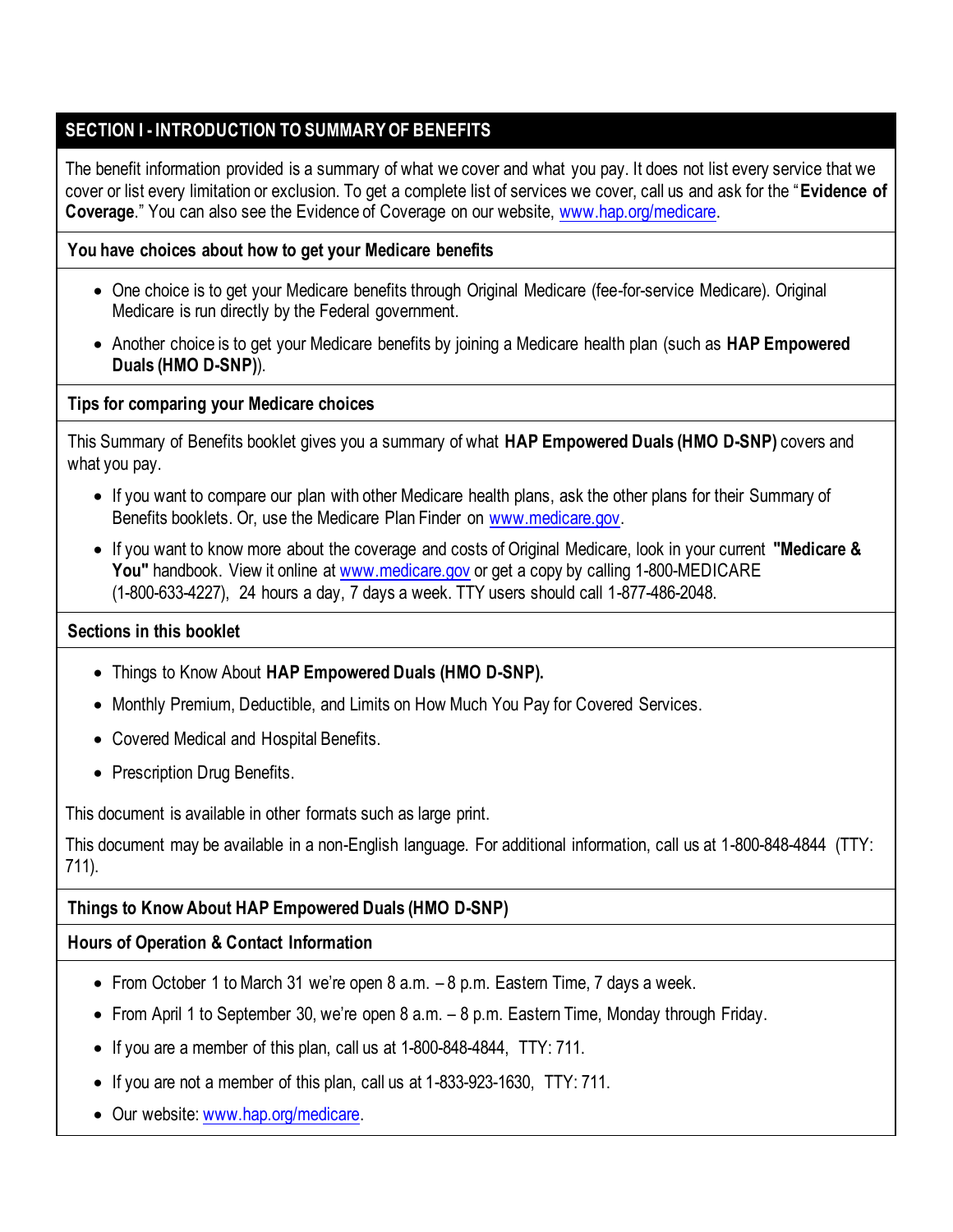## SECTION I - INTRODUCTION TO SUMMARY OF BENEFITS

The benefit information provided is a summary of what we cover and what you pay. It does not list every service that we cover or list every limitation or exclusion. To get a complete list of services we cover, call us and ask for the "**Evidence of Coverage**." You can also see the Evidence of Coverage on our website, www.hap.org/medicare.

### You have choices about how to get your Medicare benefits

- One choice is to get your Medicare benefits through Original Medicare (fee-for-service Medicare). Original Medicare is run directly by the Federal government.
- Another choice is to get your Medicare benefits by joining a Medicare health plan (such as **HAP Empowered Duals (HMO D-SNP)**).

### Tips for comparing your Medicare choices

This Summary of Benefits booklet gives you a summary of what **HAP Empowered Duals (HMO D-SNP)** covers and what you pay.

- If you want to compare our plan with other Medicare health plans, ask the other plans for their Summary of Benefits booklets. Or, use the Medicare Plan Finder on www.medicare.gov.
- If you want to know more about the coverage and costs of Original Medicare, look in your current **"Medicare & You"** handbook. View it online at www.medicare.gov or get a copy by calling 1-800-MEDICARE (1-800-633-4227), 24 hours a day, 7 days a week. TTY users should call 1-877-486-2048.

### Sections in this booklet

- Things to Know About **HAP Empowered Duals (HMO D-SNP).**
- Monthly Premium, Deductible, and Limits on How Much You Pay for Covered Services.
- Covered Medical and Hospital Benefits.
- Prescription Drug Benefits.

This document is available in other formats such as large print.

This document may be available in a non-English language. For additional information, call us at 1-800-848-4844 (TTY: 711).

### Things to Know About HAP Empowered Duals (HMO D-SNP)

### Hours of Operation & Contact Information

- From October 1 to March 31 we're open 8 a.m. – 8 p.m. Eastern Time, 7 days a week.
- From April 1 to September 30, we're open 8 a.m. – 8 p.m. Eastern Time, Monday through Friday.
- If you are a member of this plan, call us at 1-800-848-4844, TTY: 711.
- If you are not a member of this plan, call us at 1-833-923-1630, TTY: 711.
- Our website: www.hap.org/medicare.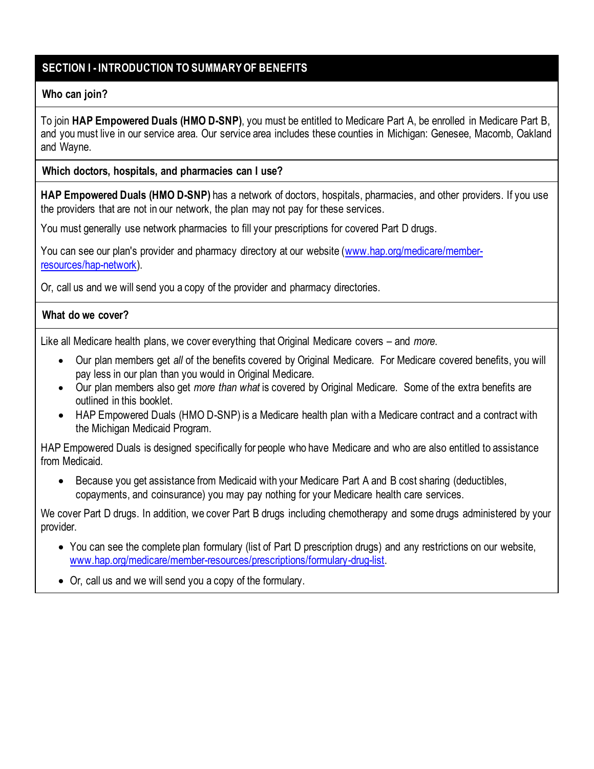## SECTION I - INTRODUCTION TO SUMMARY OF BENEFITS

### Who can join?

To join **HAP Empowered Duals (HMO D-SNP)**, you must be entitled to Medicare Part A, be enrolled in Medicare Part B, and you must live in our service area. Our service area includes these counties in Michigan: Genesee, Macomb, Oakland and Wayne.

### Which doctors, hospitals, and pharmacies can I use?

**HAP Empowered Duals (HMO D-SNP)** has a network of doctors, hospitals, pharmacies, and other providers. If you use the providers that are not in our network, the plan may not pay for these services.

You must generally use network pharmacies to fill your prescriptions for covered Part D drugs.

You can see our plan's provider and pharmacy directory at our website ([www.hap.org/medicare/member-resources/hap-network](www.hap.org/medicare/member-resources/hap-network)).

Or, call us and we will send you a copy of the provider and pharmacy directories.

### What do we cover?

Like all Medicare health plans, we cover everything that Original Medicare covers – and *more*.

- Our plan members get *all* of the benefits covered by Original Medicare. For Medicare covered benefits, you will pay less in our plan than you would in Original Medicare.
- Our plan members also get *more than what* is covered by Original Medicare. Some of the extra benefits are outlined in this booklet.
- HAP Empowered Duals (HMO D-SNP) is a Medicare health plan with a Medicare contract and a contract with the Michigan Medicaid Program.

HAP Empowered Duals is designed specifically for people who have Medicare and who are also entitled to assistance from Medicaid.

- Because you get assistance from Medicaid with your Medicare Part A and B cost sharing (deductibles, copayments, and coinsurance) you may pay nothing for your Medicare health care services.

We cover Part D drugs. In addition, we cover Part B drugs including chemotherapy and some drugs administered by your provider.

- You can see the complete plan formulary (list of Part D prescription drugs) and any restrictions on our website, [www.hap.org/medicare/member-resources/prescriptions/formulary-drug-list](www.hap.org/medicare/member-resources/prescriptions/formulary-drug-list).
- Or, call us and we will send you a copy of the formulary.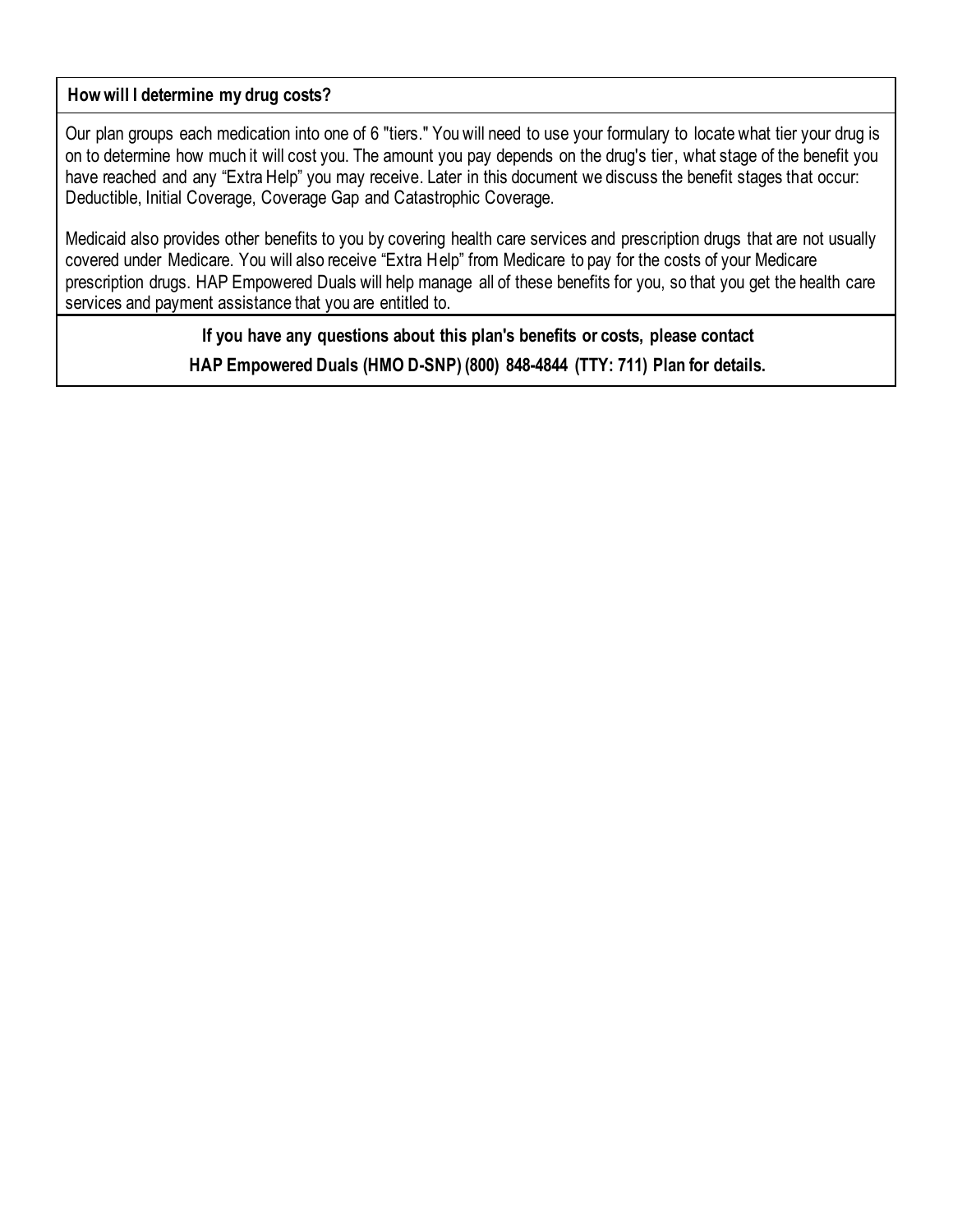**How will I determine my drug costs?**

Our plan groups each medication into one of 6 "tiers." You will need to use your formulary to locate what tier your drug is on to determine how much it will cost you. The amount you pay depends on the drug's tier, what stage of the benefit you have reached and any “Extra Help” you may receive. Later in this document we discuss the benefit stages that occur: Deductible, Initial Coverage, Coverage Gap and Catastrophic Coverage.

Medicaid also provides other benefits to you by covering health care services and prescription drugs that are not usually covered under Medicare. You will also receive “Extra Help” from Medicare to pay for the costs of your Medicare prescription drugs. HAP Empowered Duals will help manage all of these benefits for you, so that you get the health care services and payment assistance that you are entitled to.

**If you have any questions about this plan's benefits or costs, please contact**

**HAP Empowered Duals (HMO D-SNP) (800) 848-4844 (TTY: 711) Plan for details.**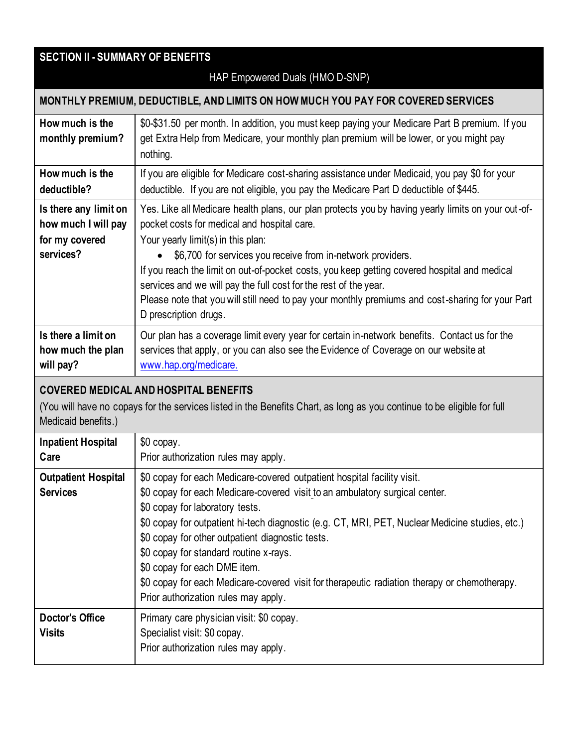## SECTION II - SUMMARY OF BENEFITS

HAP Empowered Duals (HMO D-SNP)

| MONTHLY PREMIUM, DEDUCTIBLE, AND LIMITS ON HOW MUCH YOU PAY FOR COVERED SERVICES | |
|---|---|
| **How much is the monthly premium?** | $0-$31.50 per month. In addition, you must keep paying your Medicare Part B premium. If you get Extra Help from Medicare, your monthly plan premium will be lower, or you might pay nothing. |
| **How much is the deductible?** | If you are eligible for Medicare cost-sharing assistance under Medicaid, you pay $0 for your deductible. If you are not eligible, you pay the Medicare Part D deductible of $445. |
| **Is there any limit on how much I will pay for my covered services?** | Yes. Like all Medicare health plans, our plan protects you by having yearly limits on your out-of-pocket costs for medical and hospital care.<br>Your yearly limit(s) in this plan:<br>• $6,700 for services you receive from in-network providers.<br>If you reach the limit on out-of-pocket costs, you keep getting covered hospital and medical services and we will pay the full cost for the rest of the year.<br>Please note that you will still need to pay your monthly premiums and cost-sharing for your Part D prescription drugs. |
| **Is there a limit on how much the plan will pay?** | Our plan has a coverage limit every year for certain in-network benefits. Contact us for the services that apply, or you can also see the Evidence of Coverage on our website at [www.hap.org/medicare.](www.hap.org/medicare) |

| COVERED MEDICAL AND HOSPITAL BENEFITS<br>(You will have no copays for the services listed in the Benefits Chart, as long as you continue to be eligible for full Medicaid benefits.) | |
|---|---|
| **Inpatient Hospital Care** | $0 copay.<br>Prior authorization rules may apply. |
| **Outpatient Hospital Services** | $0 copay for each Medicare-covered outpatient hospital facility visit.<br>$0 copay for each Medicare-covered visit to an ambulatory surgical center.<br>$0 copay for laboratory tests.<br>$0 copay for outpatient hi-tech diagnostic (e.g. CT, MRI, PET, Nuclear Medicine studies, etc.)<br>$0 copay for other outpatient diagnostic tests.<br>$0 copay for standard routine x-rays.<br>$0 copay for each DME item.<br>$0 copay for each Medicare-covered visit for therapeutic radiation therapy or chemotherapy.<br>Prior authorization rules may apply. |
| **Doctor's Office Visits** | Primary care physician visit: $0 copay.<br>Specialist visit: $0 copay.<br>Prior authorization rules may apply. |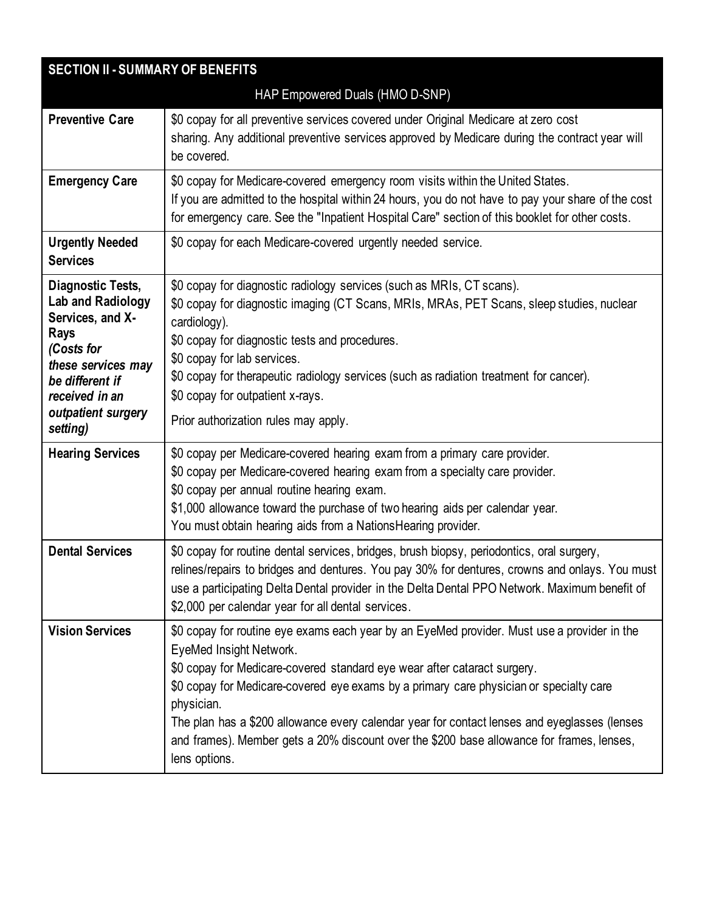| SECTION II - SUMMARY OF BENEFITS | |
|---|---|
| HAP Empowered Duals (HMO D-SNP) | |
| **Preventive Care** | $0 copay for all preventive services covered under Original Medicare at zero cost sharing. Any additional preventive services approved by Medicare during the contract year will be covered. |
| **Emergency Care** | $0 copay for Medicare-covered emergency room visits within the United States.<br>If you are admitted to the hospital within 24 hours, you do not have to pay your share of the cost for emergency care. See the "Inpatient Hospital Care" section of this booklet for other costs. |
| **Urgently Needed Services** | $0 copay for each Medicare-covered urgently needed service. |
| **Diagnostic Tests, Lab and Radiology Services, and X-Rays** ***(Costs for these services may be different if received in an outpatient surgery setting)*** | $0 copay for diagnostic radiology services (such as MRIs, CT scans).<br>$0 copay for diagnostic imaging (CT Scans, MRIs, MRAs, PET Scans, sleep studies, nuclear cardiology).<br>$0 copay for diagnostic tests and procedures.<br>$0 copay for lab services.<br>$0 copay for therapeutic radiology services (such as radiation treatment for cancer).<br>$0 copay for outpatient x-rays.<br>Prior authorization rules may apply. |
| **Hearing Services** | $0 copay per Medicare-covered hearing exam from a primary care provider.<br>$0 copay per Medicare-covered hearing exam from a specialty care provider.<br>$0 copay per annual routine hearing exam.<br>$1,000 allowance toward the purchase of two hearing aids per calendar year.<br>You must obtain hearing aids from a NationsHearing provider. |
| **Dental Services** | $0 copay for routine dental services, bridges, brush biopsy, periodontics, oral surgery, relines/repairs to bridges and dentures. You pay 30% for dentures, crowns and onlays. You must use a participating Delta Dental provider in the Delta Dental PPO Network. Maximum benefit of $2,000 per calendar year for all dental services. |
| **Vision Services** | $0 copay for routine eye exams each year by an EyeMed provider. Must use a provider in the EyeMed Insight Network.<br>$0 copay for Medicare-covered standard eye wear after cataract surgery.<br>$0 copay for Medicare-covered eye exams by a primary care physician or specialty care physician.<br>The plan has a $200 allowance every calendar year for contact lenses and eyeglasses (lenses and frames). Member gets a 20% discount over the $200 base allowance for frames, lenses, lens options. |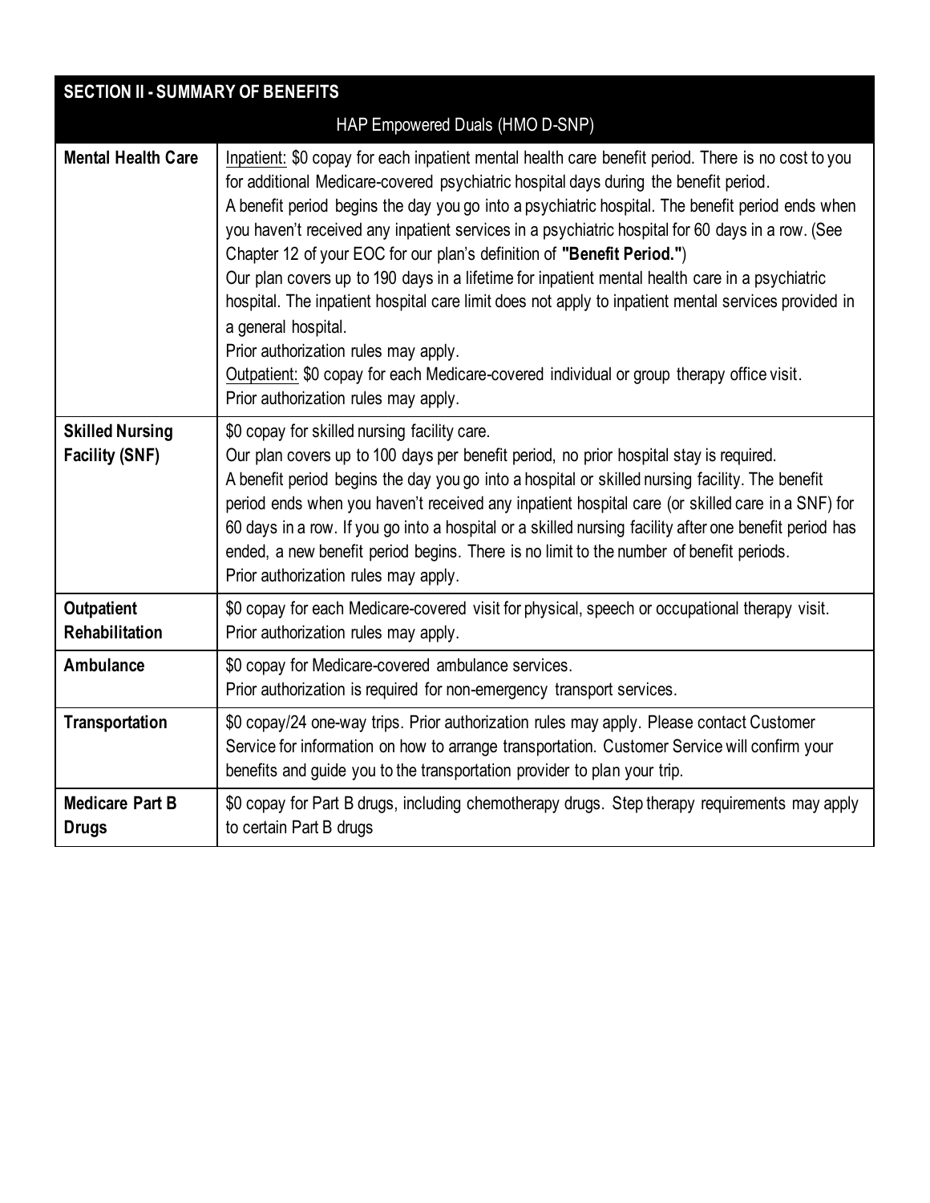| SECTION II - SUMMARY OF BENEFITS | |
|---|---|
| | HAP Empowered Duals (HMO D-SNP) |
| **Mental Health Care** | Inpatient: $0 copay for each inpatient mental health care benefit period. There is no cost to you for additional Medicare-covered psychiatric hospital days during the benefit period.<br>A benefit period begins the day you go into a psychiatric hospital. The benefit period ends when you haven't received any inpatient services in a psychiatric hospital for 60 days in a row. (See Chapter 12 of your EOC for our plan's definition of **"Benefit Period."**)<br>Our plan covers up to 190 days in a lifetime for inpatient mental health care in a psychiatric hospital. The inpatient hospital care limit does not apply to inpatient mental services provided in a general hospital.<br>Prior authorization rules may apply.<br>Outpatient: $0 copay for each Medicare-covered individual or group therapy office visit.<br>Prior authorization rules may apply. |
| **Skilled Nursing Facility (SNF)** | $0 copay for skilled nursing facility care.<br>Our plan covers up to 100 days per benefit period, no prior hospital stay is required.<br>A benefit period begins the day you go into a hospital or skilled nursing facility. The benefit period ends when you haven't received any inpatient hospital care (or skilled care in a SNF) for 60 days in a row. If you go into a hospital or a skilled nursing facility after one benefit period has ended, a new benefit period begins. There is no limit to the number of benefit periods.<br>Prior authorization rules may apply. |
| **Outpatient Rehabilitation** | $0 copay for each Medicare-covered visit for physical, speech or occupational therapy visit.<br>Prior authorization rules may apply. |
| **Ambulance** | $0 copay for Medicare-covered ambulance services.<br>Prior authorization is required for non-emergency transport services. |
| **Transportation** | $0 copay/24 one-way trips. Prior authorization rules may apply. Please contact Customer Service for information on how to arrange transportation. Customer Service will confirm your benefits and guide you to the transportation provider to plan your trip. |
| **Medicare Part B Drugs** | $0 copay for Part B drugs, including chemotherapy drugs. Step therapy requirements may apply to certain Part B drugs |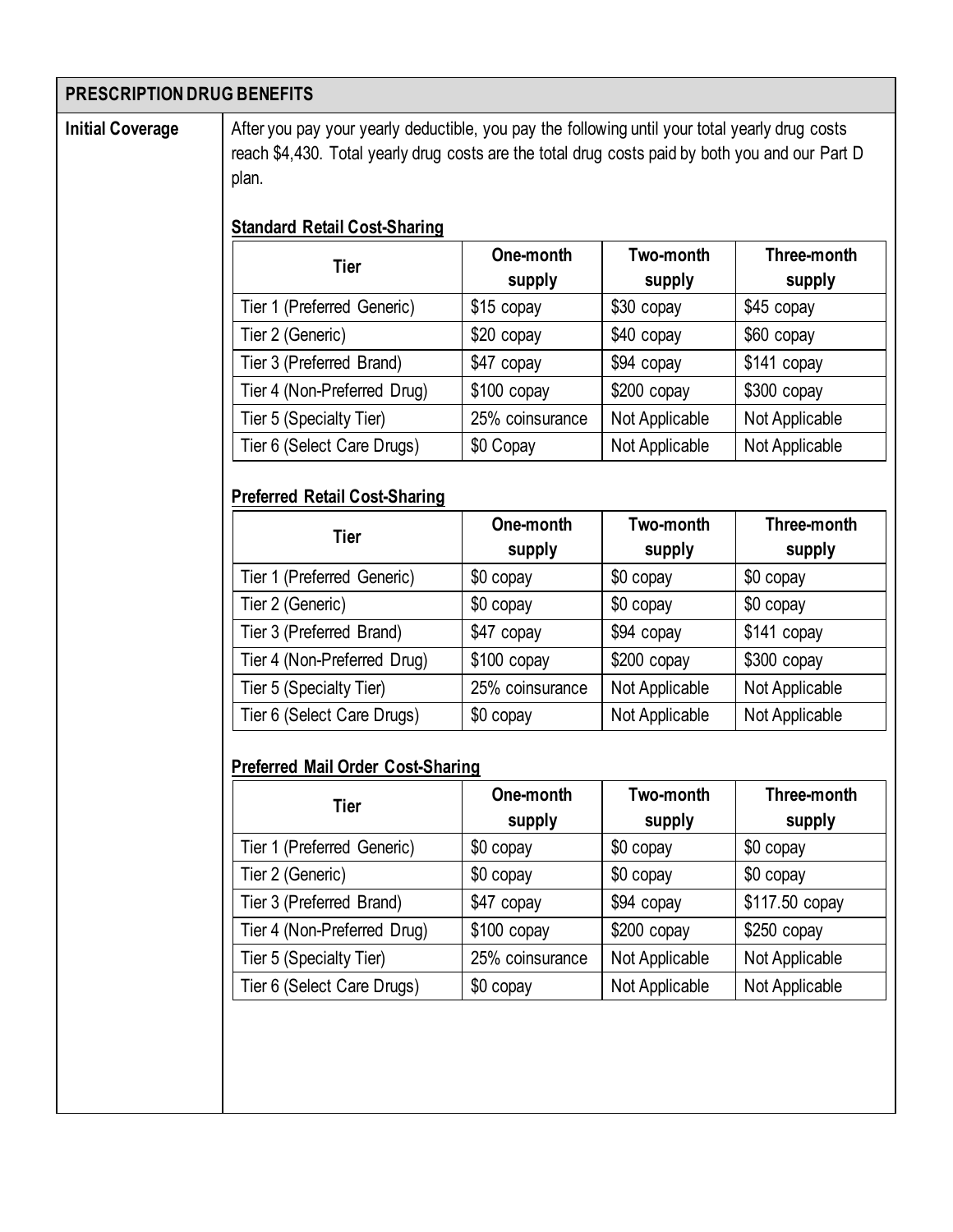| PRESCRIPTION DRUG BENEFITS | |
|---|---|
| **Initial Coverage** | After you pay your yearly deductible, you pay the following until your total yearly drug costs reach $4,430. Total yearly drug costs are the total drug costs paid by both you and our Part D plan. |

**Standard Retail Cost-Sharing**

| Tier | One-month supply | Two-month supply | Three-month supply |
|---|---|---|---|
| Tier 1 (Preferred Generic) | $15 copay | $30 copay | $45 copay |
| Tier 2 (Generic) | $20 copay | $40 copay | $60 copay |
| Tier 3 (Preferred Brand) | $47 copay | $94 copay | $141 copay |
| Tier 4 (Non-Preferred Drug) | $100 copay | $200 copay | $300 copay |
| Tier 5 (Specialty Tier) | 25% coinsurance | Not Applicable | Not Applicable |
| Tier 6 (Select Care Drugs) | $0 Copay | Not Applicable | Not Applicable |

**Preferred Retail Cost-Sharing**

| Tier | One-month supply | Two-month supply | Three-month supply |
|---|---|---|---|
| Tier 1 (Preferred Generic) | $0 copay | $0 copay | $0 copay |
| Tier 2 (Generic) | $0 copay | $0 copay | $0 copay |
| Tier 3 (Preferred Brand) | $47 copay | $94 copay | $141 copay |
| Tier 4 (Non-Preferred Drug) | $100 copay | $200 copay | $300 copay |
| Tier 5 (Specialty Tier) | 25% coinsurance | Not Applicable | Not Applicable |
| Tier 6 (Select Care Drugs) | $0 copay | Not Applicable | Not Applicable |

**Preferred Mail Order Cost-Sharing**

| Tier | One-month supply | Two-month supply | Three-month supply |
|---|---|---|---|
| Tier 1 (Preferred Generic) | $0 copay | $0 copay | $0 copay |
| Tier 2 (Generic) | $0 copay | $0 copay | $0 copay |
| Tier 3 (Preferred Brand) | $47 copay | $94 copay | $117.50 copay |
| Tier 4 (Non-Preferred Drug) | $100 copay | $200 copay | $250 copay |
| Tier 5 (Specialty Tier) | 25% coinsurance | Not Applicable | Not Applicable |
| Tier 6 (Select Care Drugs) | $0 copay | Not Applicable | Not Applicable |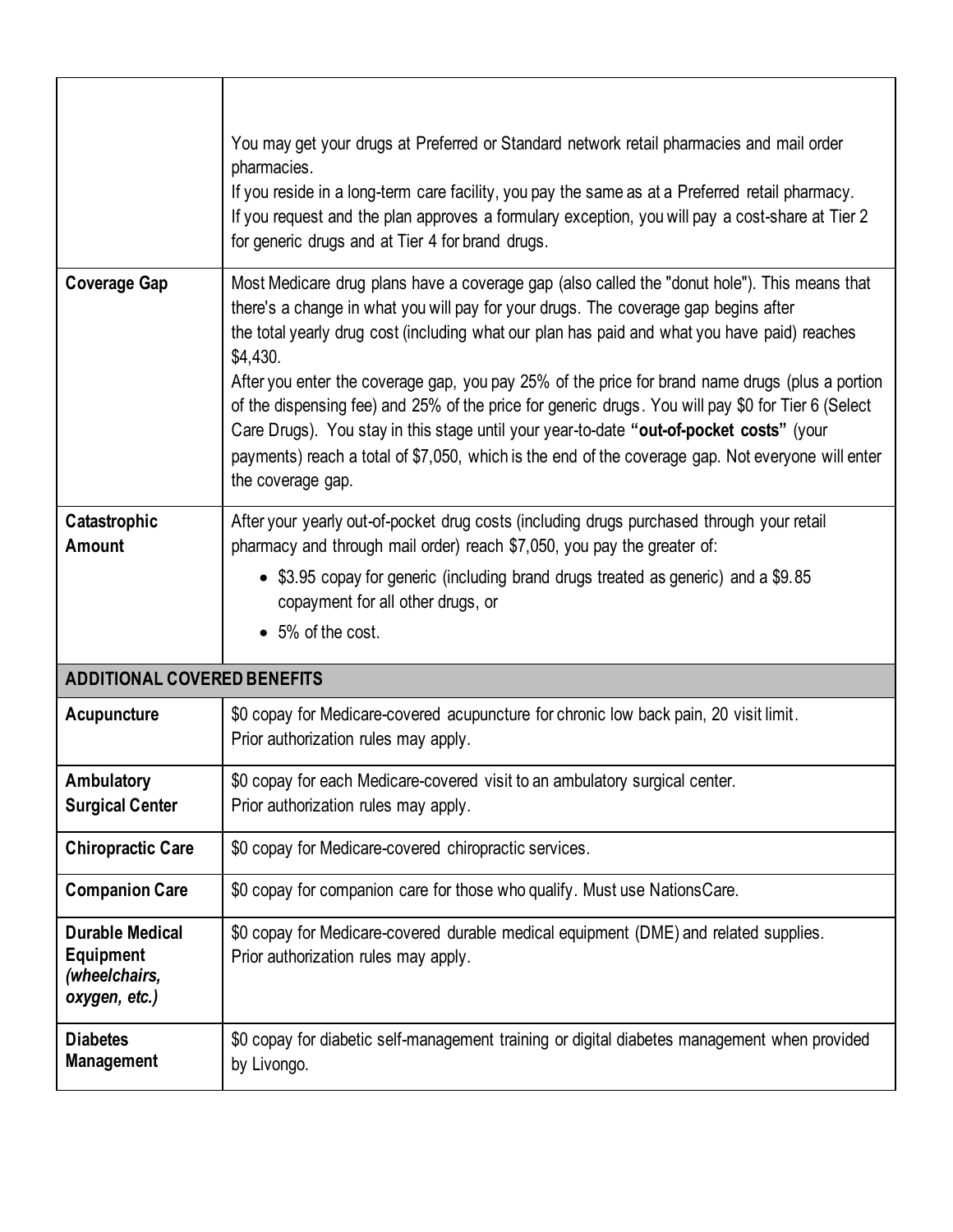| | |
|---|---|
| | You may get your drugs at Preferred or Standard network retail pharmacies and mail order pharmacies.<br>If you reside in a long-term care facility, you pay the same as at a Preferred retail pharmacy.<br>If you request and the plan approves a formulary exception, you will pay a cost-share at Tier 2 for generic drugs and at Tier 4 for brand drugs. |
| **Coverage Gap** | Most Medicare drug plans have a coverage gap (also called the "donut hole"). This means that there's a change in what you will pay for your drugs. The coverage gap begins after the total yearly drug cost (including what our plan has paid and what you have paid) reaches $4,430.<br>After you enter the coverage gap, you pay 25% of the price for brand name drugs (plus a portion of the dispensing fee) and 25% of the price for generic drugs. You will pay $0 for Tier 6 (Select Care Drugs). You stay in this stage until your year-to-date **"out-of-pocket costs"** (your payments) reach a total of $7,050, which is the end of the coverage gap. Not everyone will enter the coverage gap. |
| **Catastrophic Amount** | After your yearly out-of-pocket drug costs (including drugs purchased through your retail pharmacy and through mail order) reach $7,050, you pay the greater of:<br>• $3.95 copay for generic (including brand drugs treated as generic) and a $9.85 copayment for all other drugs, or<br>• 5% of the cost. |
| **ADDITIONAL COVERED BENEFITS** | |
| **Acupuncture** | $0 copay for Medicare-covered acupuncture for chronic low back pain, 20 visit limit.<br>Prior authorization rules may apply. |
| **Ambulatory Surgical Center** | $0 copay for each Medicare-covered visit to an ambulatory surgical center.<br>Prior authorization rules may apply. |
| **Chiropractic Care** | $0 copay for Medicare-covered chiropractic services. |
| **Companion Care** | $0 copay for companion care for those who qualify. Must use NationsCare. |
| **Durable Medical Equipment** ***(wheelchairs, oxygen, etc.)*** | $0 copay for Medicare-covered durable medical equipment (DME) and related supplies.<br>Prior authorization rules may apply. |
| **Diabetes Management** | $0 copay for diabetic self-management training or digital diabetes management when provided by Livongo. |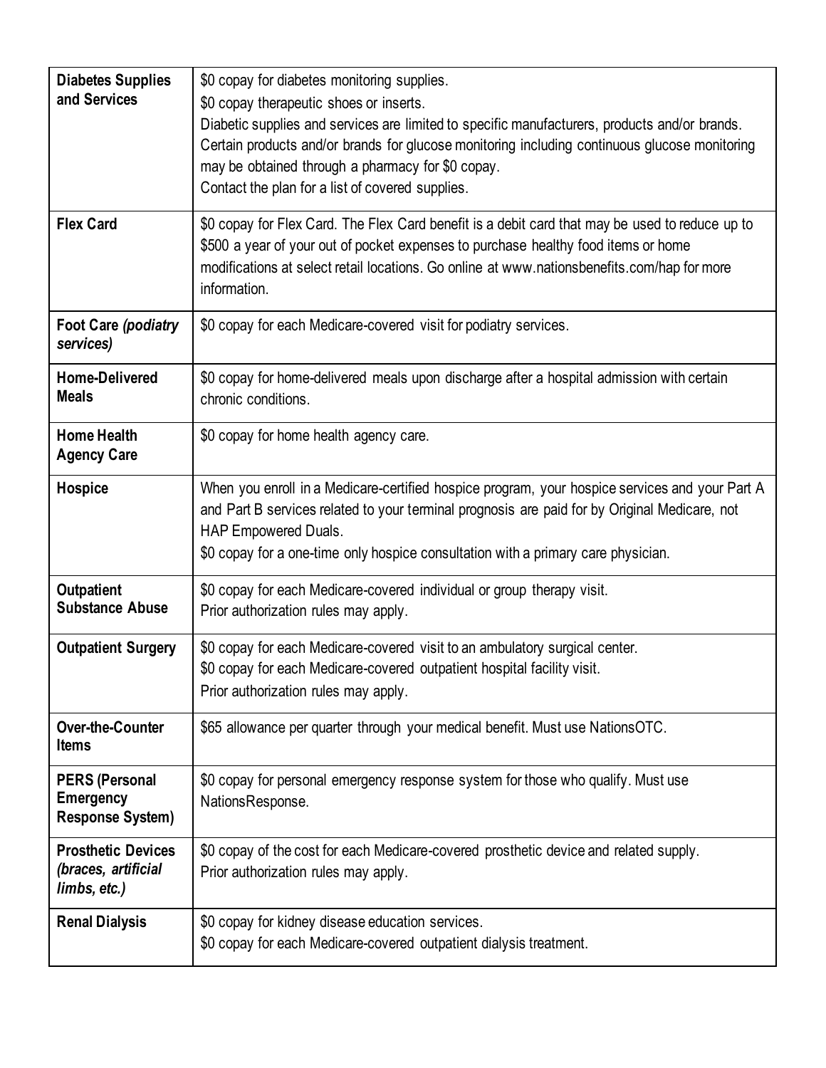| | |
|---|---|
| **Diabetes Supplies and Services** | $0 copay for diabetes monitoring supplies.<br>$0 copay therapeutic shoes or inserts.<br>Diabetic supplies and services are limited to specific manufacturers, products and/or brands. Certain products and/or brands for glucose monitoring including continuous glucose monitoring may be obtained through a pharmacy for $0 copay.<br>Contact the plan for a list of covered supplies. |
| **Flex Card** | $0 copay for Flex Card. The Flex Card benefit is a debit card that may be used to reduce up to $500 a year of your out of pocket expenses to purchase healthy food items or home modifications at select retail locations. Go online at www.nationsbenefits.com/hap for more information. |
| **Foot Care *(podiatry services)*** | $0 copay for each Medicare-covered visit for podiatry services. |
| **Home-Delivered Meals** | $0 copay for home-delivered meals upon discharge after a hospital admission with certain chronic conditions. |
| **Home Health Agency Care** | $0 copay for home health agency care. |
| **Hospice** | When you enroll in a Medicare-certified hospice program, your hospice services and your Part A and Part B services related to your terminal prognosis are paid for by Original Medicare, not HAP Empowered Duals.<br>$0 copay for a one-time only hospice consultation with a primary care physician. |
| **Outpatient Substance Abuse** | $0 copay for each Medicare-covered individual or group therapy visit.<br>Prior authorization rules may apply. |
| **Outpatient Surgery** | $0 copay for each Medicare-covered visit to an ambulatory surgical center.<br>$0 copay for each Medicare-covered outpatient hospital facility visit.<br>Prior authorization rules may apply. |
| **Over-the-Counter Items** | $65 allowance per quarter through your medical benefit. Must use NationsOTC. |
| **PERS (Personal Emergency Response System)** | $0 copay for personal emergency response system for those who qualify. Must use NationsResponse. |
| **Prosthetic Devices *(braces, artificial limbs, etc.)*** | $0 copay of the cost for each Medicare-covered prosthetic device and related supply.<br>Prior authorization rules may apply. |
| **Renal Dialysis** | $0 copay for kidney disease education services.<br>$0 copay for each Medicare-covered outpatient dialysis treatment. |